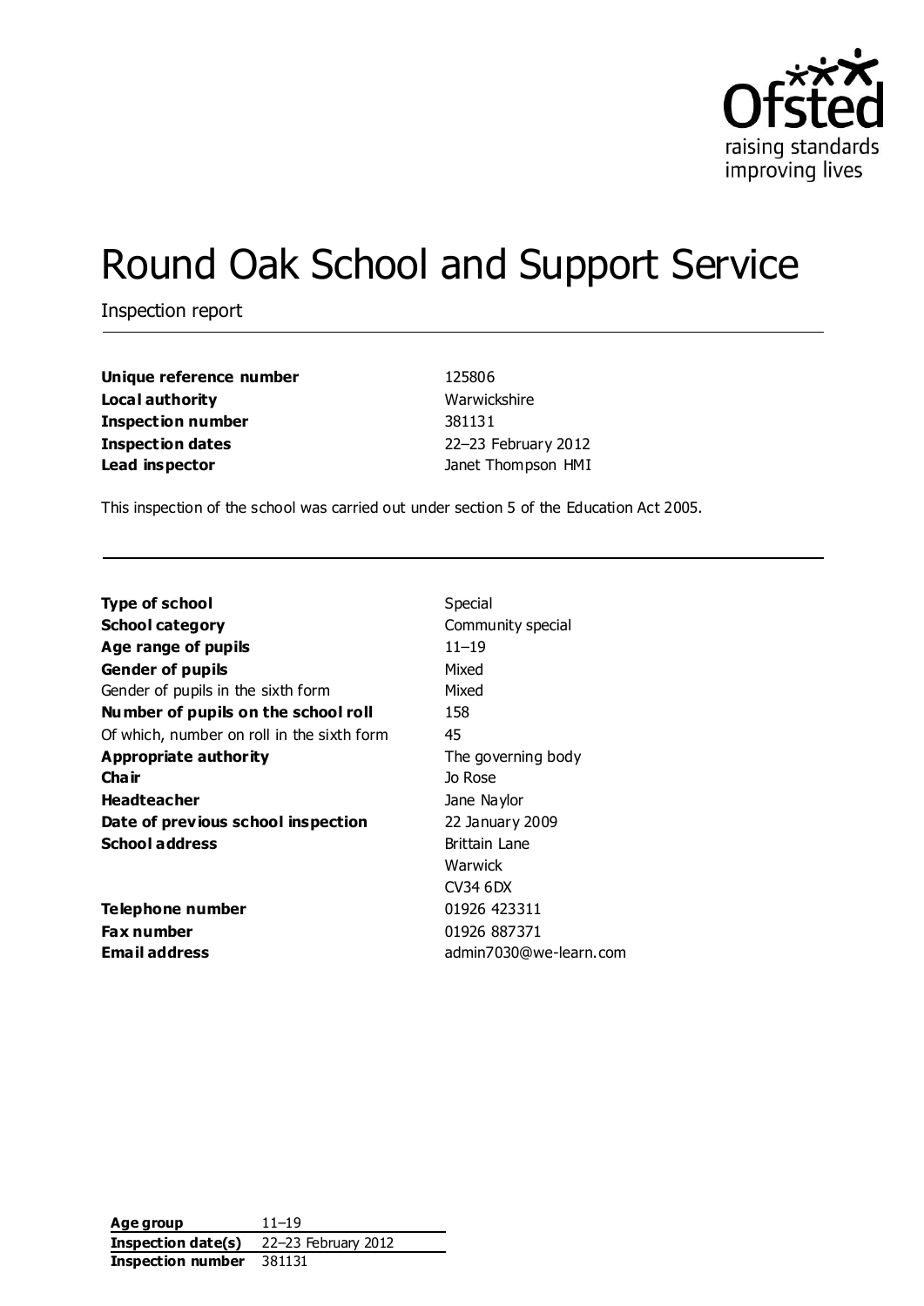# Round Oak School and Support Service

Inspection report

| | |
|---|---|
| **Unique reference number** | 125806 |
| **Local authority** | Warwickshire |
| **Inspection number** | 381131 |
| **Inspection dates** | 22–23 February 2012 |
| **Lead inspector** | Janet Thompson HMI |

This inspection of the school was carried out under section 5 of the Education Act 2005.

| | |
|---|---|
| **Type of school** | Special |
| **School category** | Community special |
| **Age range of pupils** | 11–19 |
| **Gender of pupils** | Mixed |
| Gender of pupils in the sixth form | Mixed |
| **Number of pupils on the school roll** | 158 |
| Of which, number on roll in the sixth form | 45 |
| **Appropriate authority** | The governing body |
| **Chair** | Jo Rose |
| **Headteacher** | Jane Naylor |
| **Date of previous school inspection** | 22 January 2009 |
| **School address** | Brittain Lane<br>Warwick<br>CV34 6DX |
| **Telephone number** | 01926 423311 |
| **Fax number** | 01926 887371 |
| **Email address** | admin7030@we-learn.com |

| | |
|---|---|
| **Age group** | 11–19 |
| **Inspection date(s)** | 22–23 February 2012 |
| **Inspection number** | 381131 |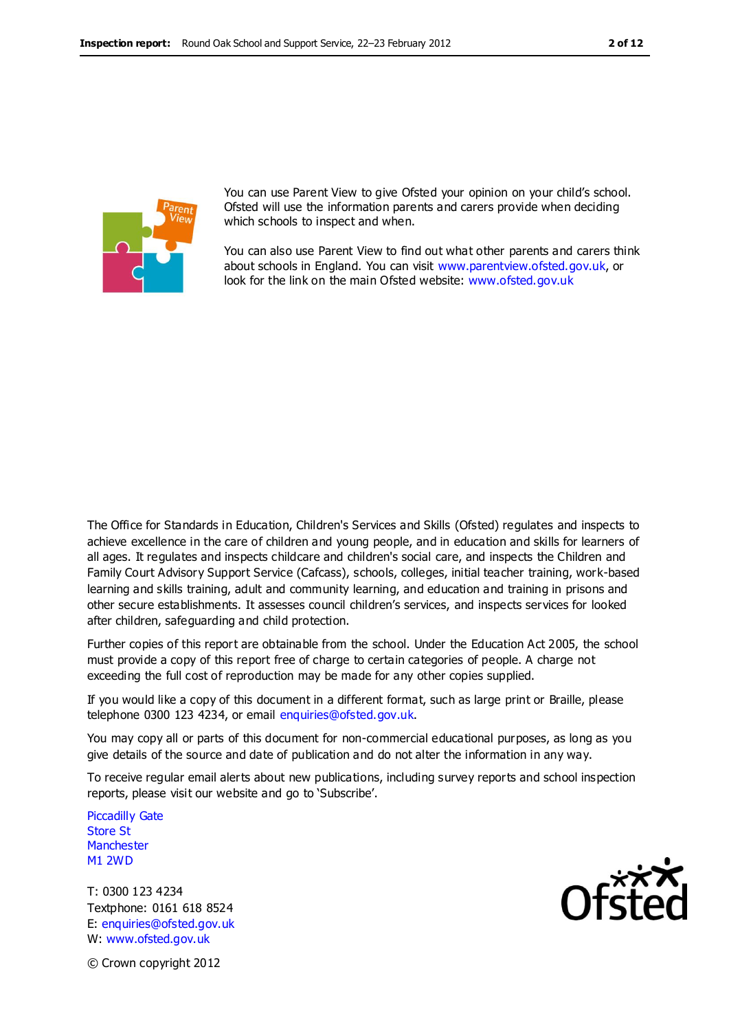You can use Parent View to give Ofsted your opinion on your child's school. Ofsted will use the information parents and carers provide when deciding which schools to inspect and when.

You can also use Parent View to find out what other parents and carers think about schools in England. You can visit www.parentview.ofsted.gov.uk, or look for the link on the main Ofsted website: www.ofsted.gov.uk

The Office for Standards in Education, Children's Services and Skills (Ofsted) regulates and inspects to achieve excellence in the care of children and young people, and in education and skills for learners of all ages. It regulates and inspects childcare and children's social care, and inspects the Children and Family Court Advisory Support Service (Cafcass), schools, colleges, initial teacher training, work-based learning and skills training, adult and community learning, and education and training in prisons and other secure establishments. It assesses council children's services, and inspects services for looked after children, safeguarding and child protection.

Further copies of this report are obtainable from the school. Under the Education Act 2005, the school must provide a copy of this report free of charge to certain categories of people. A charge not exceeding the full cost of reproduction may be made for any other copies supplied.

If you would like a copy of this document in a different format, such as large print or Braille, please telephone 0300 123 4234, or email enquiries@ofsted.gov.uk.

You may copy all or parts of this document for non-commercial educational purposes, as long as you give details of the source and date of publication and do not alter the information in any way.

To receive regular email alerts about new publications, including survey reports and school inspection reports, please visit our website and go to 'Subscribe'.

Piccadilly Gate
Store St
Manchester
M1 2WD

T: 0300 123 4234
Textphone: 0161 618 8524
E: enquiries@ofsted.gov.uk
W: www.ofsted.gov.uk

© Crown copyright 2012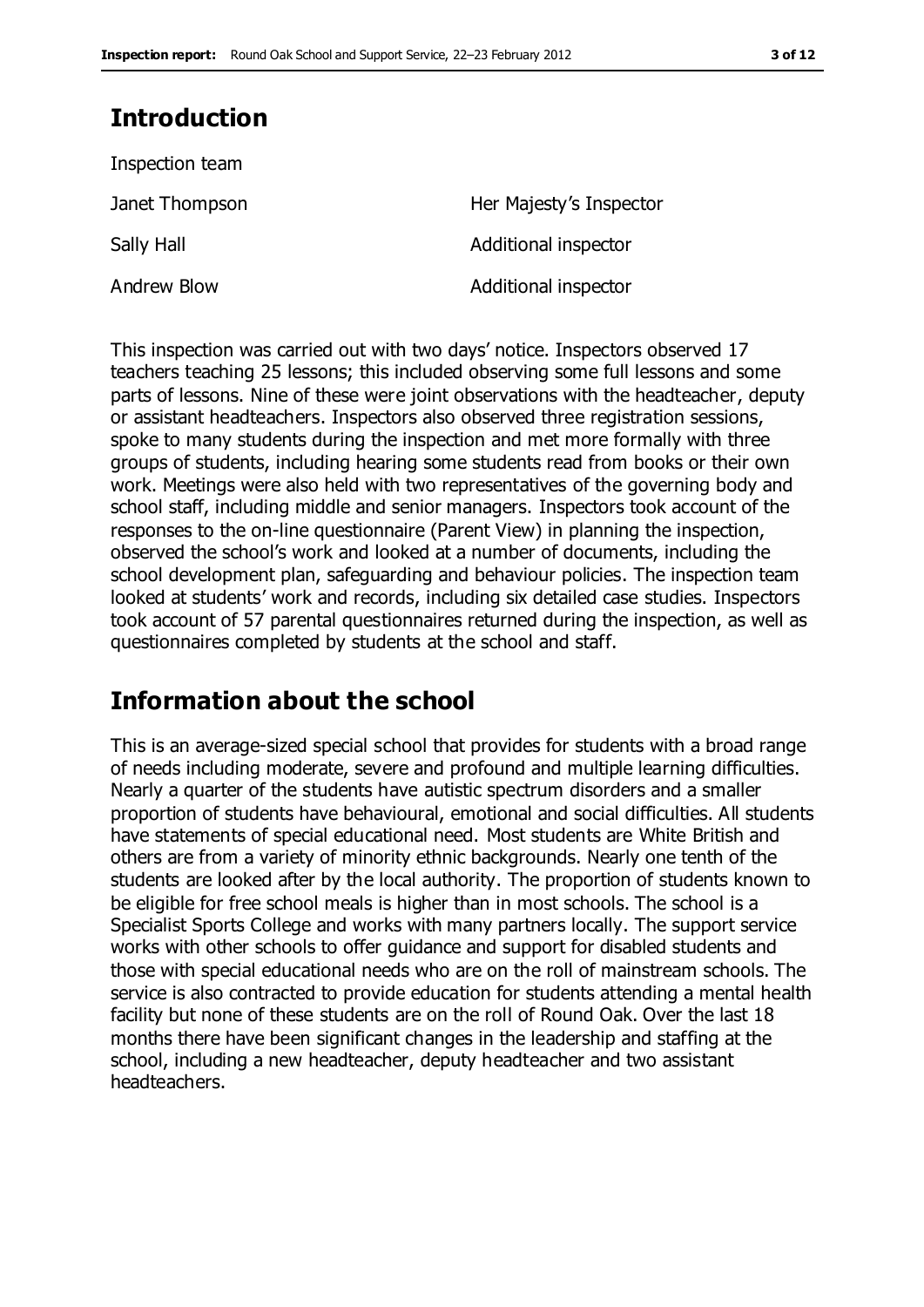## Introduction

Inspection team

| | |
|---|---|
| Janet Thompson | Her Majesty's Inspector |
| Sally Hall | Additional inspector |
| Andrew Blow | Additional inspector |

This inspection was carried out with two days' notice. Inspectors observed 17 teachers teaching 25 lessons; this included observing some full lessons and some parts of lessons. Nine of these were joint observations with the headteacher, deputy or assistant headteachers. Inspectors also observed three registration sessions, spoke to many students during the inspection and met more formally with three groups of students, including hearing some students read from books or their own work. Meetings were also held with two representatives of the governing body and school staff, including middle and senior managers. Inspectors took account of the responses to the on-line questionnaire (Parent View) in planning the inspection, observed the school's work and looked at a number of documents, including the school development plan, safeguarding and behaviour policies. The inspection team looked at students' work and records, including six detailed case studies. Inspectors took account of 57 parental questionnaires returned during the inspection, as well as questionnaires completed by students at the school and staff.

## Information about the school

This is an average-sized special school that provides for students with a broad range of needs including moderate, severe and profound and multiple learning difficulties. Nearly a quarter of the students have autistic spectrum disorders and a smaller proportion of students have behavioural, emotional and social difficulties. All students have statements of special educational need. Most students are White British and others are from a variety of minority ethnic backgrounds. Nearly one tenth of the students are looked after by the local authority. The proportion of students known to be eligible for free school meals is higher than in most schools. The school is a Specialist Sports College and works with many partners locally. The support service works with other schools to offer guidance and support for disabled students and those with special educational needs who are on the roll of mainstream schools. The service is also contracted to provide education for students attending a mental health facility but none of these students are on the roll of Round Oak. Over the last 18 months there have been significant changes in the leadership and staffing at the school, including a new headteacher, deputy headteacher and two assistant headteachers.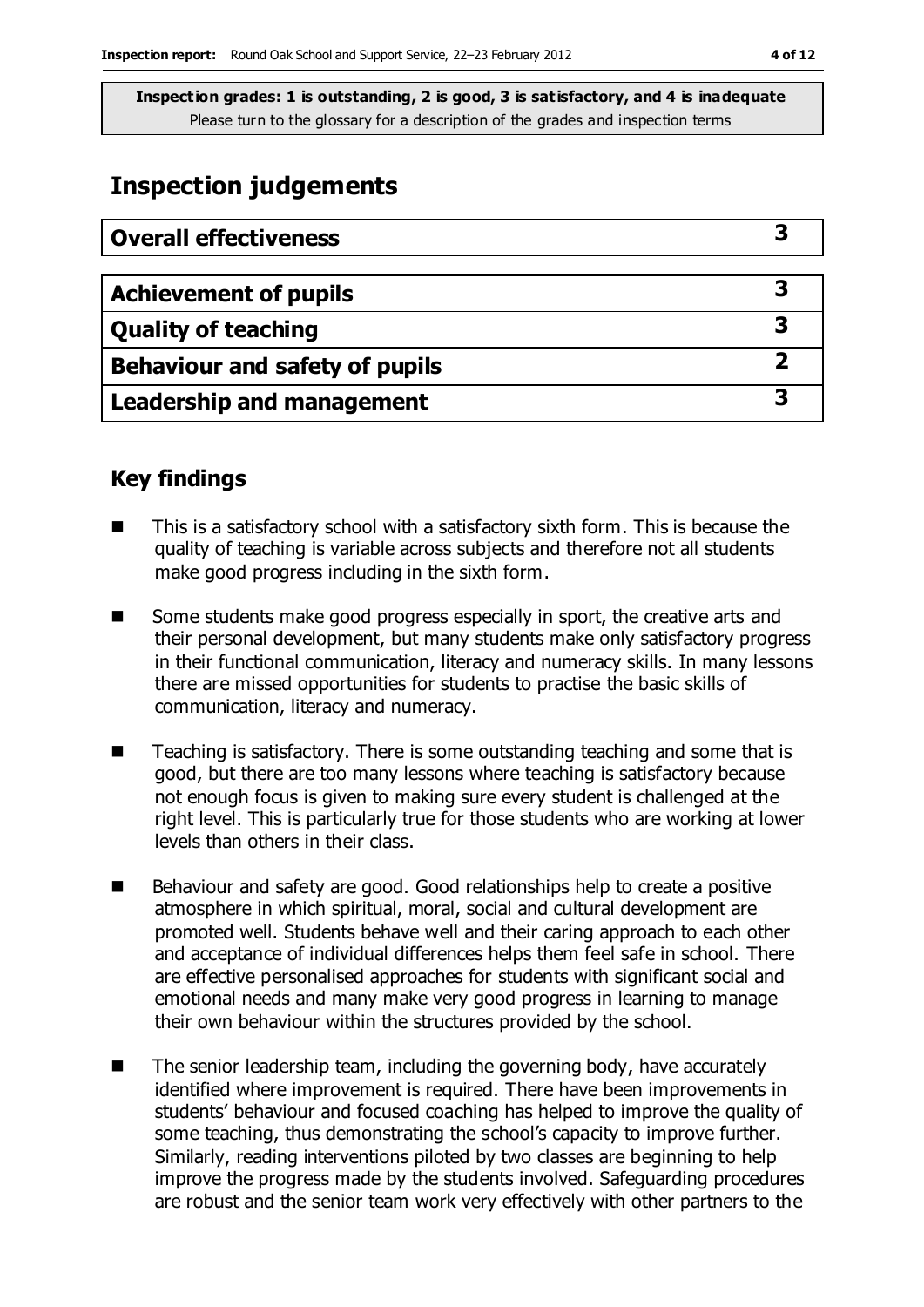**Inspection grades: 1 is outstanding, 2 is good, 3 is satisfactory, and 4 is inadequate**
Please turn to the glossary for a description of the grades and inspection terms

# Inspection judgements

| Overall effectiveness | 3 |
|---|---|
| **Achievement of pupils** | **3** |
| **Quality of teaching** | **3** |
| **Behaviour and safety of pupils** | **2** |
| **Leadership and management** | **3** |

## Key findings

- This is a satisfactory school with a satisfactory sixth form. This is because the quality of teaching is variable across subjects and therefore not all students make good progress including in the sixth form.
- Some students make good progress especially in sport, the creative arts and their personal development, but many students make only satisfactory progress in their functional communication, literacy and numeracy skills. In many lessons there are missed opportunities for students to practise the basic skills of communication, literacy and numeracy.
- Teaching is satisfactory. There is some outstanding teaching and some that is good, but there are too many lessons where teaching is satisfactory because not enough focus is given to making sure every student is challenged at the right level. This is particularly true for those students who are working at lower levels than others in their class.
- Behaviour and safety are good. Good relationships help to create a positive atmosphere in which spiritual, moral, social and cultural development are promoted well. Students behave well and their caring approach to each other and acceptance of individual differences helps them feel safe in school. There are effective personalised approaches for students with significant social and emotional needs and many make very good progress in learning to manage their own behaviour within the structures provided by the school.
- The senior leadership team, including the governing body, have accurately identified where improvement is required. There have been improvements in students' behaviour and focused coaching has helped to improve the quality of some teaching, thus demonstrating the school's capacity to improve further. Similarly, reading interventions piloted by two classes are beginning to help improve the progress made by the students involved. Safeguarding procedures are robust and the senior team work very effectively with other partners to the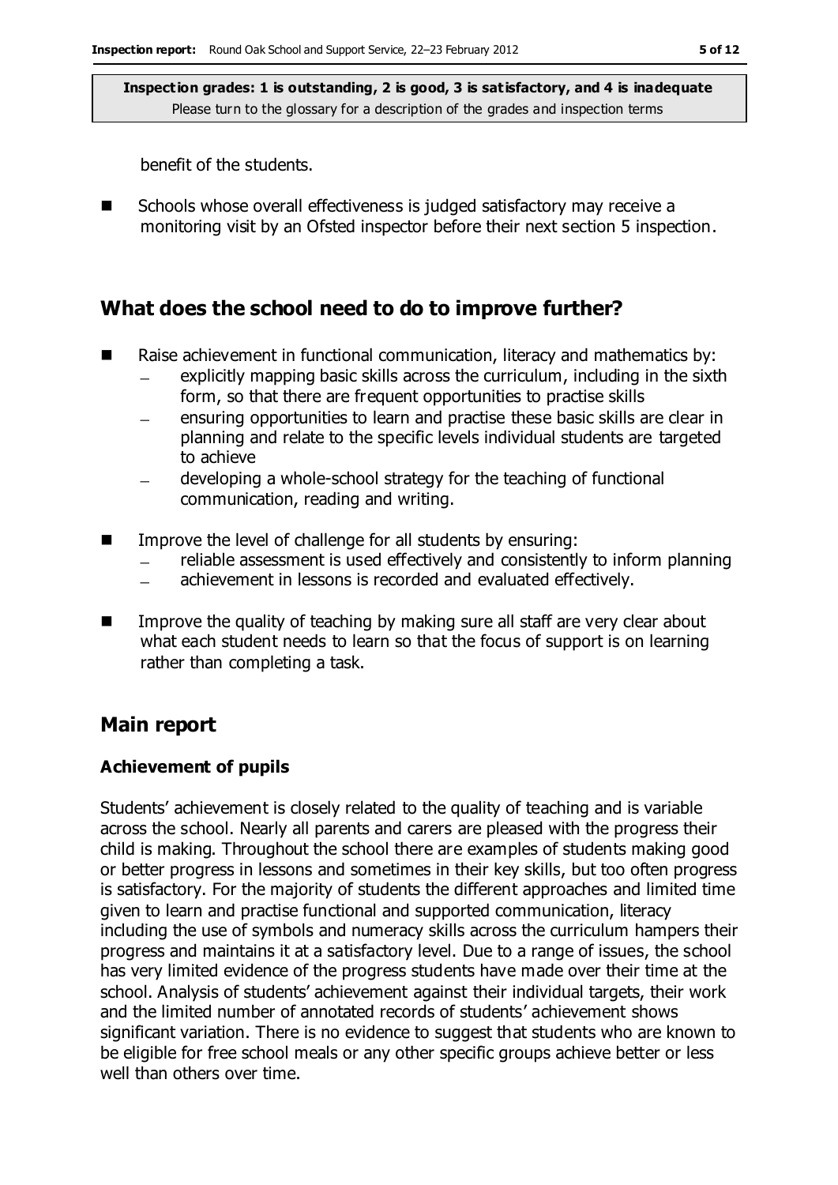benefit of the students.

- Schools whose overall effectiveness is judged satisfactory may receive a monitoring visit by an Ofsted inspector before their next section 5 inspection.

## What does the school need to do to improve further?

- Raise achievement in functional communication, literacy and mathematics by:
  - explicitly mapping basic skills across the curriculum, including in the sixth form, so that there are frequent opportunities to practise skills
  - ensuring opportunities to learn and practise these basic skills are clear in planning and relate to the specific levels individual students are targeted to achieve
  - developing a whole-school strategy for the teaching of functional communication, reading and writing.
- Improve the level of challenge for all students by ensuring:
  - reliable assessment is used effectively and consistently to inform planning
  - achievement in lessons is recorded and evaluated effectively.
- Improve the quality of teaching by making sure all staff are very clear about what each student needs to learn so that the focus of support is on learning rather than completing a task.

## Main report

### Achievement of pupils

Students' achievement is closely related to the quality of teaching and is variable across the school. Nearly all parents and carers are pleased with the progress their child is making. Throughout the school there are examples of students making good or better progress in lessons and sometimes in their key skills, but too often progress is satisfactory. For the majority of students the different approaches and limited time given to learn and practise functional and supported communication, literacy including the use of symbols and numeracy skills across the curriculum hampers their progress and maintains it at a satisfactory level. Due to a range of issues, the school has very limited evidence of the progress students have made over their time at the school. Analysis of students' achievement against their individual targets, their work and the limited number of annotated records of students' achievement shows significant variation. There is no evidence to suggest that students who are known to be eligible for free school meals or any other specific groups achieve better or less well than others over time.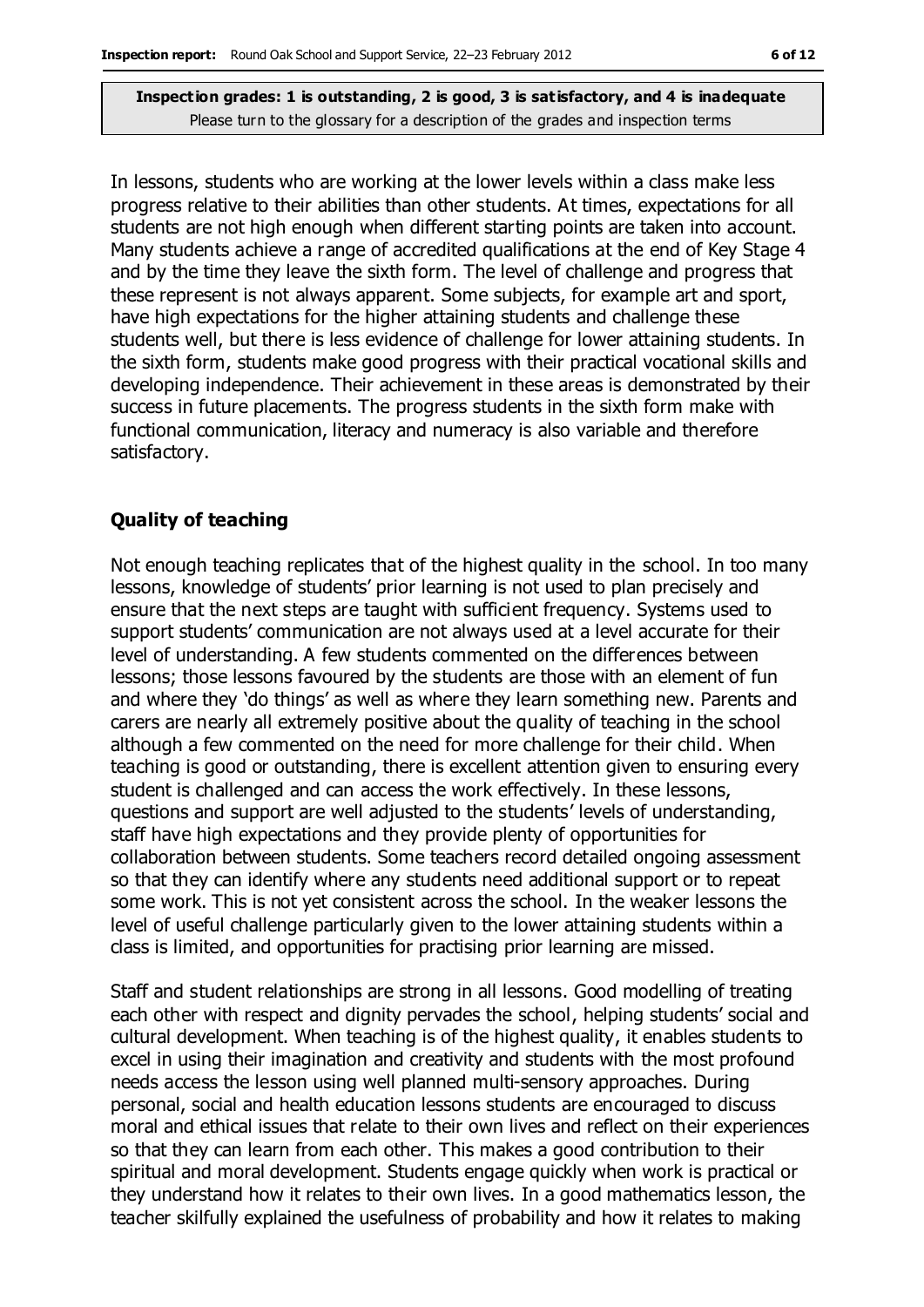In lessons, students who are working at the lower levels within a class make less progress relative to their abilities than other students. At times, expectations for all students are not high enough when different starting points are taken into account. Many students achieve a range of accredited qualifications at the end of Key Stage 4 and by the time they leave the sixth form. The level of challenge and progress that these represent is not always apparent. Some subjects, for example art and sport, have high expectations for the higher attaining students and challenge these students well, but there is less evidence of challenge for lower attaining students. In the sixth form, students make good progress with their practical vocational skills and developing independence. Their achievement in these areas is demonstrated by their success in future placements. The progress students in the sixth form make with functional communication, literacy and numeracy is also variable and therefore satisfactory.

### Quality of teaching

Not enough teaching replicates that of the highest quality in the school. In too many lessons, knowledge of students' prior learning is not used to plan precisely and ensure that the next steps are taught with sufficient frequency. Systems used to support students' communication are not always used at a level accurate for their level of understanding. A few students commented on the differences between lessons; those lessons favoured by the students are those with an element of fun and where they 'do things' as well as where they learn something new. Parents and carers are nearly all extremely positive about the quality of teaching in the school although a few commented on the need for more challenge for their child. When teaching is good or outstanding, there is excellent attention given to ensuring every student is challenged and can access the work effectively. In these lessons, questions and support are well adjusted to the students' levels of understanding, staff have high expectations and they provide plenty of opportunities for collaboration between students. Some teachers record detailed ongoing assessment so that they can identify where any students need additional support or to repeat some work. This is not yet consistent across the school. In the weaker lessons the level of useful challenge particularly given to the lower attaining students within a class is limited, and opportunities for practising prior learning are missed.

Staff and student relationships are strong in all lessons. Good modelling of treating each other with respect and dignity pervades the school, helping students' social and cultural development. When teaching is of the highest quality, it enables students to excel in using their imagination and creativity and students with the most profound needs access the lesson using well planned multi-sensory approaches. During personal, social and health education lessons students are encouraged to discuss moral and ethical issues that relate to their own lives and reflect on their experiences so that they can learn from each other. This makes a good contribution to their spiritual and moral development. Students engage quickly when work is practical or they understand how it relates to their own lives. In a good mathematics lesson, the teacher skilfully explained the usefulness of probability and how it relates to making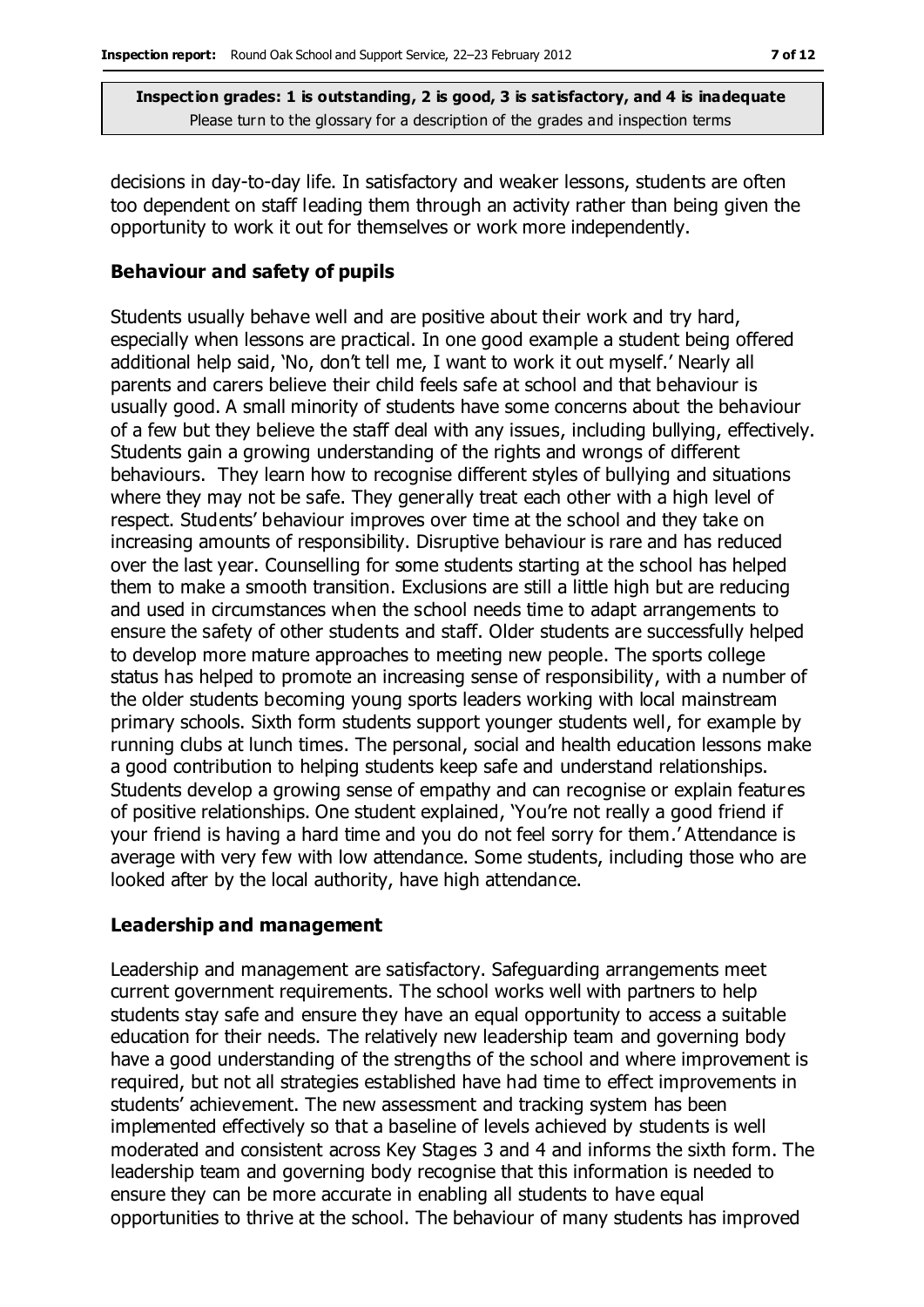decisions in day-to-day life. In satisfactory and weaker lessons, students are often too dependent on staff leading them through an activity rather than being given the opportunity to work it out for themselves or work more independently.

### Behaviour and safety of pupils

Students usually behave well and are positive about their work and try hard, especially when lessons are practical. In one good example a student being offered additional help said, 'No, don't tell me, I want to work it out myself.' Nearly all parents and carers believe their child feels safe at school and that behaviour is usually good. A small minority of students have some concerns about the behaviour of a few but they believe the staff deal with any issues, including bullying, effectively. Students gain a growing understanding of the rights and wrongs of different behaviours. They learn how to recognise different styles of bullying and situations where they may not be safe. They generally treat each other with a high level of respect. Students' behaviour improves over time at the school and they take on increasing amounts of responsibility. Disruptive behaviour is rare and has reduced over the last year. Counselling for some students starting at the school has helped them to make a smooth transition. Exclusions are still a little high but are reducing and used in circumstances when the school needs time to adapt arrangements to ensure the safety of other students and staff. Older students are successfully helped to develop more mature approaches to meeting new people. The sports college status has helped to promote an increasing sense of responsibility, with a number of the older students becoming young sports leaders working with local mainstream primary schools. Sixth form students support younger students well, for example by running clubs at lunch times. The personal, social and health education lessons make a good contribution to helping students keep safe and understand relationships. Students develop a growing sense of empathy and can recognise or explain features of positive relationships. One student explained, 'You're not really a good friend if your friend is having a hard time and you do not feel sorry for them.' Attendance is average with very few with low attendance. Some students, including those who are looked after by the local authority, have high attendance.

### Leadership and management

Leadership and management are satisfactory. Safeguarding arrangements meet current government requirements. The school works well with partners to help students stay safe and ensure they have an equal opportunity to access a suitable education for their needs. The relatively new leadership team and governing body have a good understanding of the strengths of the school and where improvement is required, but not all strategies established have had time to effect improvements in students' achievement. The new assessment and tracking system has been implemented effectively so that a baseline of levels achieved by students is well moderated and consistent across Key Stages 3 and 4 and informs the sixth form. The leadership team and governing body recognise that this information is needed to ensure they can be more accurate in enabling all students to have equal opportunities to thrive at the school. The behaviour of many students has improved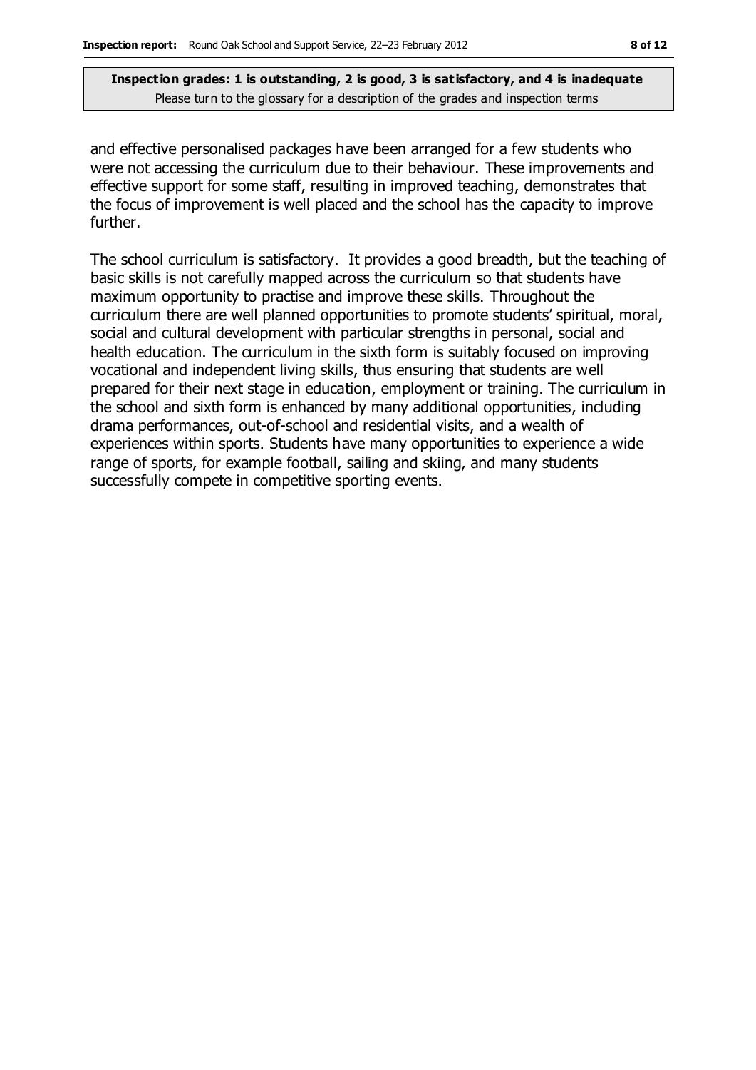and effective personalised packages have been arranged for a few students who were not accessing the curriculum due to their behaviour. These improvements and effective support for some staff, resulting in improved teaching, demonstrates that the focus of improvement is well placed and the school has the capacity to improve further.

The school curriculum is satisfactory. It provides a good breadth, but the teaching of basic skills is not carefully mapped across the curriculum so that students have maximum opportunity to practise and improve these skills. Throughout the curriculum there are well planned opportunities to promote students' spiritual, moral, social and cultural development with particular strengths in personal, social and health education. The curriculum in the sixth form is suitably focused on improving vocational and independent living skills, thus ensuring that students are well prepared for their next stage in education, employment or training. The curriculum in the school and sixth form is enhanced by many additional opportunities, including drama performances, out-of-school and residential visits, and a wealth of experiences within sports. Students have many opportunities to experience a wide range of sports, for example football, sailing and skiing, and many students successfully compete in competitive sporting events.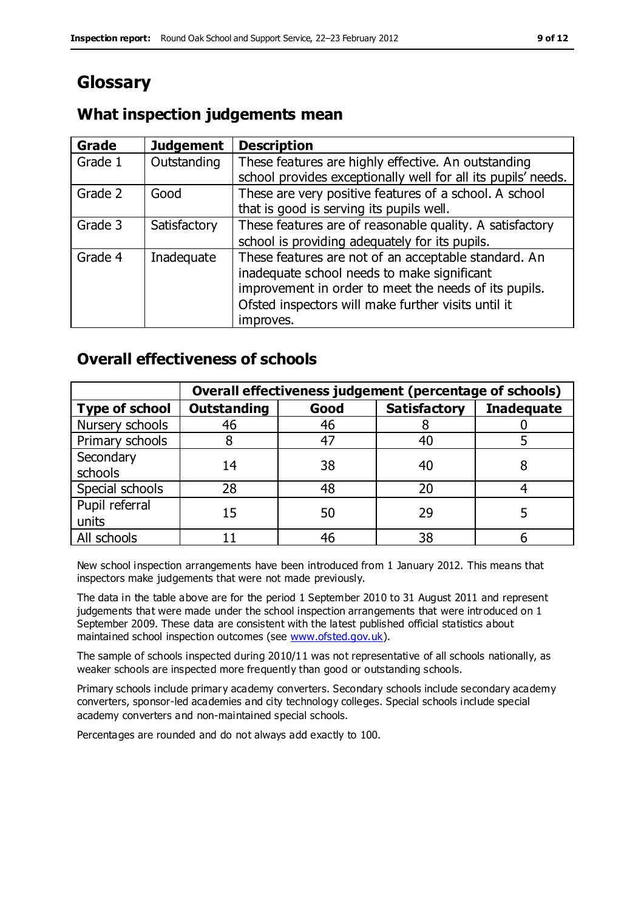# Glossary

## What inspection judgements mean

| Grade | Judgement | Description |
|---|---|---|
| Grade 1 | Outstanding | These features are highly effective. An outstanding school provides exceptionally well for all its pupils' needs. |
| Grade 2 | Good | These are very positive features of a school. A school that is good is serving its pupils well. |
| Grade 3 | Satisfactory | These features are of reasonable quality. A satisfactory school is providing adequately for its pupils. |
| Grade 4 | Inadequate | These features are not of an acceptable standard. An inadequate school needs to make significant improvement in order to meet the needs of its pupils. Ofsted inspectors will make further visits until it improves. |

## Overall effectiveness of schools

| | Overall effectiveness judgement (percentage of schools) | | | |
|---|---|---|---|---|
| **Type of school** | **Outstanding** | **Good** | **Satisfactory** | **Inadequate** |
| Nursery schools | 46 | 46 | 8 | 0 |
| Primary schools | 8 | 47 | 40 | 5 |
| Secondary schools | 14 | 38 | 40 | 8 |
| Special schools | 28 | 48 | 20 | 4 |
| Pupil referral units | 15 | 50 | 29 | 5 |
| All schools | 11 | 46 | 38 | 6 |

New school inspection arrangements have been introduced from 1 January 2012. This means that inspectors make judgements that were not made previously.

The data in the table above are for the period 1 September 2010 to 31 August 2011 and represent judgements that were made under the school inspection arrangements that were introduced on 1 September 2009. These data are consistent with the latest published official statistics about maintained school inspection outcomes (see www.ofsted.gov.uk).

The sample of schools inspected during 2010/11 was not representative of all schools nationally, as weaker schools are inspected more frequently than good or outstanding schools.

Primary schools include primary academy converters. Secondary schools include secondary academy converters, sponsor-led academies and city technology colleges. Special schools include special academy converters and non-maintained special schools.

Percentages are rounded and do not always add exactly to 100.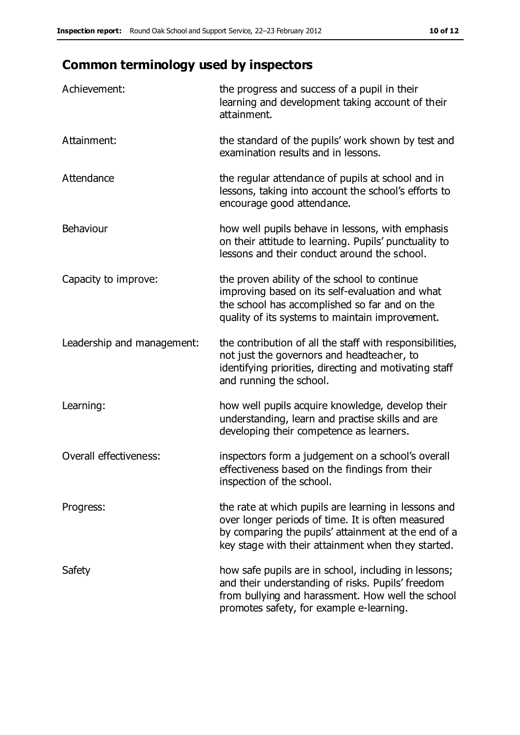## Common terminology used by inspectors

| | |
|---|---|
| Achievement: | the progress and success of a pupil in their learning and development taking account of their attainment. |
| Attainment: | the standard of the pupils' work shown by test and examination results and in lessons. |
| Attendance | the regular attendance of pupils at school and in lessons, taking into account the school's efforts to encourage good attendance. |
| Behaviour | how well pupils behave in lessons, with emphasis on their attitude to learning. Pupils' punctuality to lessons and their conduct around the school. |
| Capacity to improve: | the proven ability of the school to continue improving based on its self-evaluation and what the school has accomplished so far and on the quality of its systems to maintain improvement. |
| Leadership and management: | the contribution of all the staff with responsibilities, not just the governors and headteacher, to identifying priorities, directing and motivating staff and running the school. |
| Learning: | how well pupils acquire knowledge, develop their understanding, learn and practise skills and are developing their competence as learners. |
| Overall effectiveness: | inspectors form a judgement on a school's overall effectiveness based on the findings from their inspection of the school. |
| Progress: | the rate at which pupils are learning in lessons and over longer periods of time. It is often measured by comparing the pupils' attainment at the end of a key stage with their attainment when they started. |
| Safety | how safe pupils are in school, including in lessons; and their understanding of risks. Pupils' freedom from bullying and harassment. How well the school promotes safety, for example e-learning. |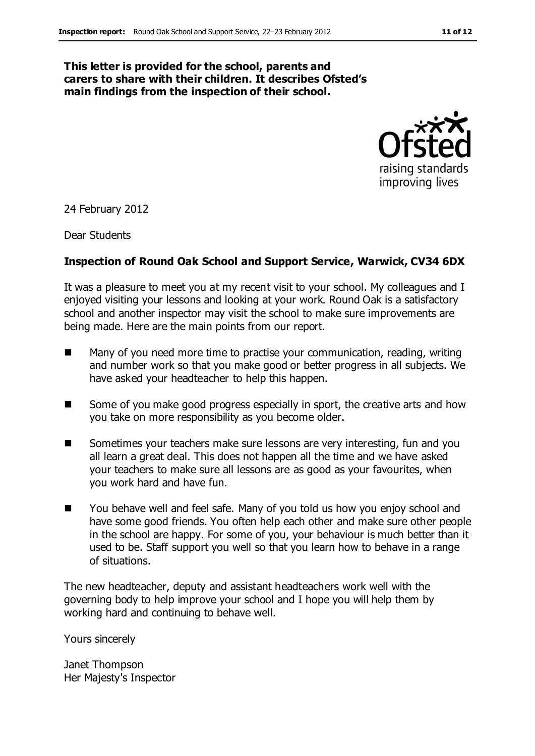**This letter is provided for the school, parents and carers to share with their children. It describes Ofsted's main findings from the inspection of their school.**

24 February 2012

Dear Students

**Inspection of Round Oak School and Support Service, Warwick, CV34 6DX**

It was a pleasure to meet you at my recent visit to your school. My colleagues and I enjoyed visiting your lessons and looking at your work. Round Oak is a satisfactory school and another inspector may visit the school to make sure improvements are being made. Here are the main points from our report.

- Many of you need more time to practise your communication, reading, writing and number work so that you make good or better progress in all subjects. We have asked your headteacher to help this happen.
- Some of you make good progress especially in sport, the creative arts and how you take on more responsibility as you become older.
- Sometimes your teachers make sure lessons are very interesting, fun and you all learn a great deal. This does not happen all the time and we have asked your teachers to make sure all lessons are as good as your favourites, when you work hard and have fun.
- You behave well and feel safe. Many of you told us how you enjoy school and have some good friends. You often help each other and make sure other people in the school are happy. For some of you, your behaviour is much better than it used to be. Staff support you well so that you learn how to behave in a range of situations.

The new headteacher, deputy and assistant headteachers work well with the governing body to help improve your school and I hope you will help them by working hard and continuing to behave well.

Yours sincerely

Janet Thompson
Her Majesty's Inspector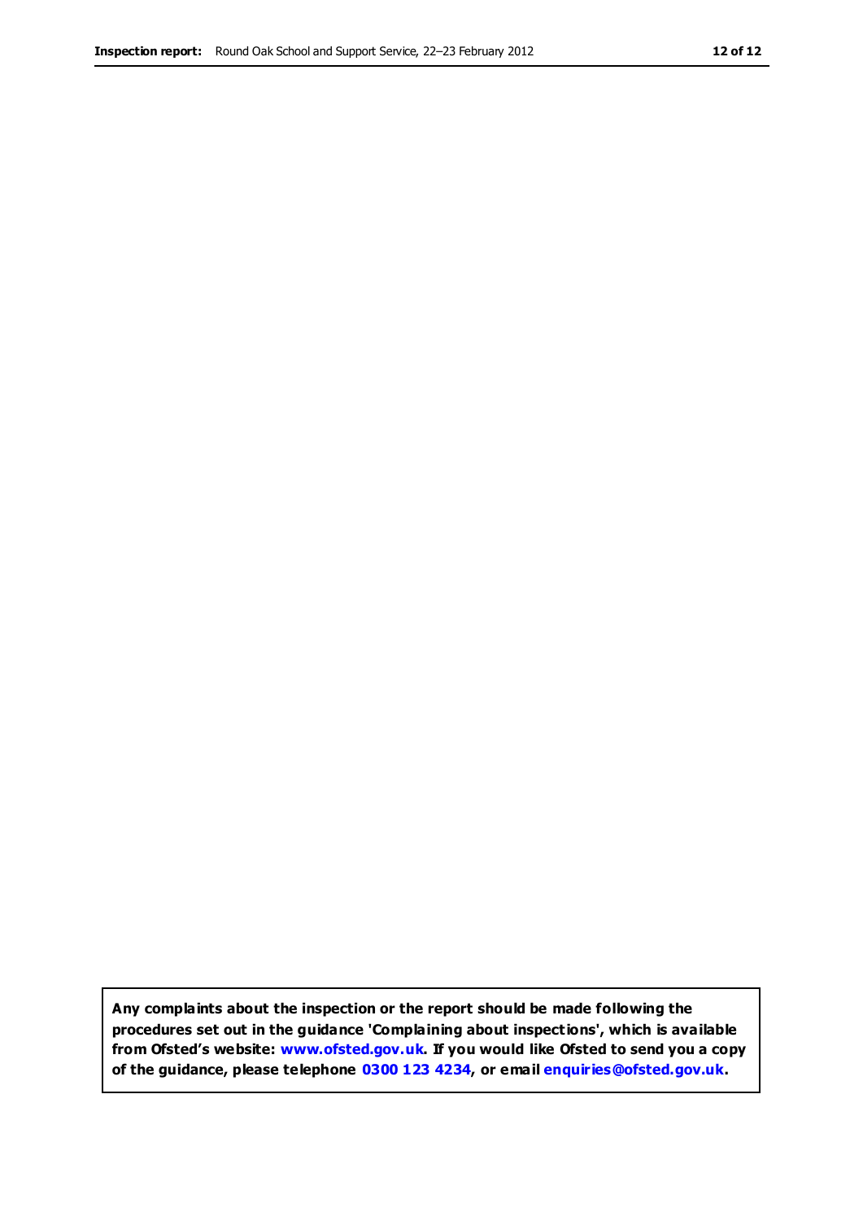**Any complaints about the inspection or the report should be made following the procedures set out in the guidance 'Complaining about inspections', which is available from Ofsted's website: www.ofsted.gov.uk. If you would like Ofsted to send you a copy of the guidance, please telephone 0300 123 4234, or email enquiries@ofsted.gov.uk.**